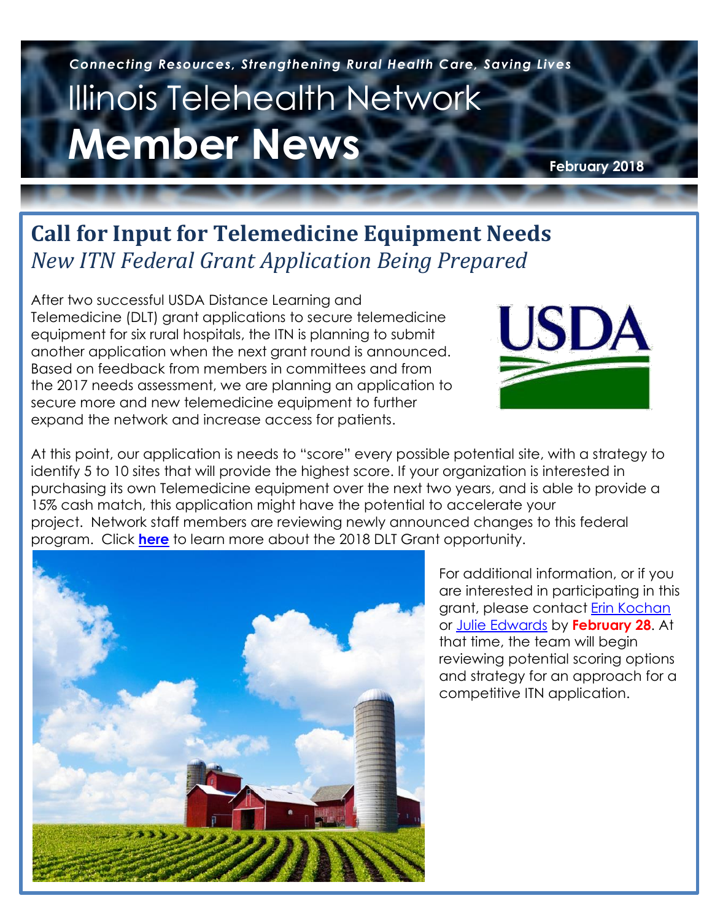*Connecting Resources, Strengthening Rural Health Care, Saving Lives*

# Illinois Telehealth Network
# Member News

**February 2018**

## Call for Input for Telemedicine Equipment Needs
### *New ITN Federal Grant Application Being Prepared*

After two successful USDA Distance Learning and Telemedicine (DLT) grant applications to secure telemedicine equipment for six rural hospitals, the ITN is planning to submit another application when the next grant round is announced. Based on feedback from members in committees and from the 2017 needs assessment, we are planning an application to secure more and new telemedicine equipment to further expand the network and increase access for patients.

At this point, our application is needs to "score" every possible potential site, with a strategy to identify 5 to 10 sites that will provide the highest score. If your organization is interested in purchasing its own Telemedicine equipment over the next two years, and is able to provide a 15% cash match, this application might have the potential to accelerate your project. Network staff members are reviewing newly announced changes to this federal program. Click **here** to learn more about the 2018 DLT Grant opportunity.

For additional information, or if you are interested in participating in this grant, please contact Erin Kochan or Julie Edwards by **February 28**. At that time, the team will begin reviewing potential scoring options and strategy for an approach for a competitive ITN application.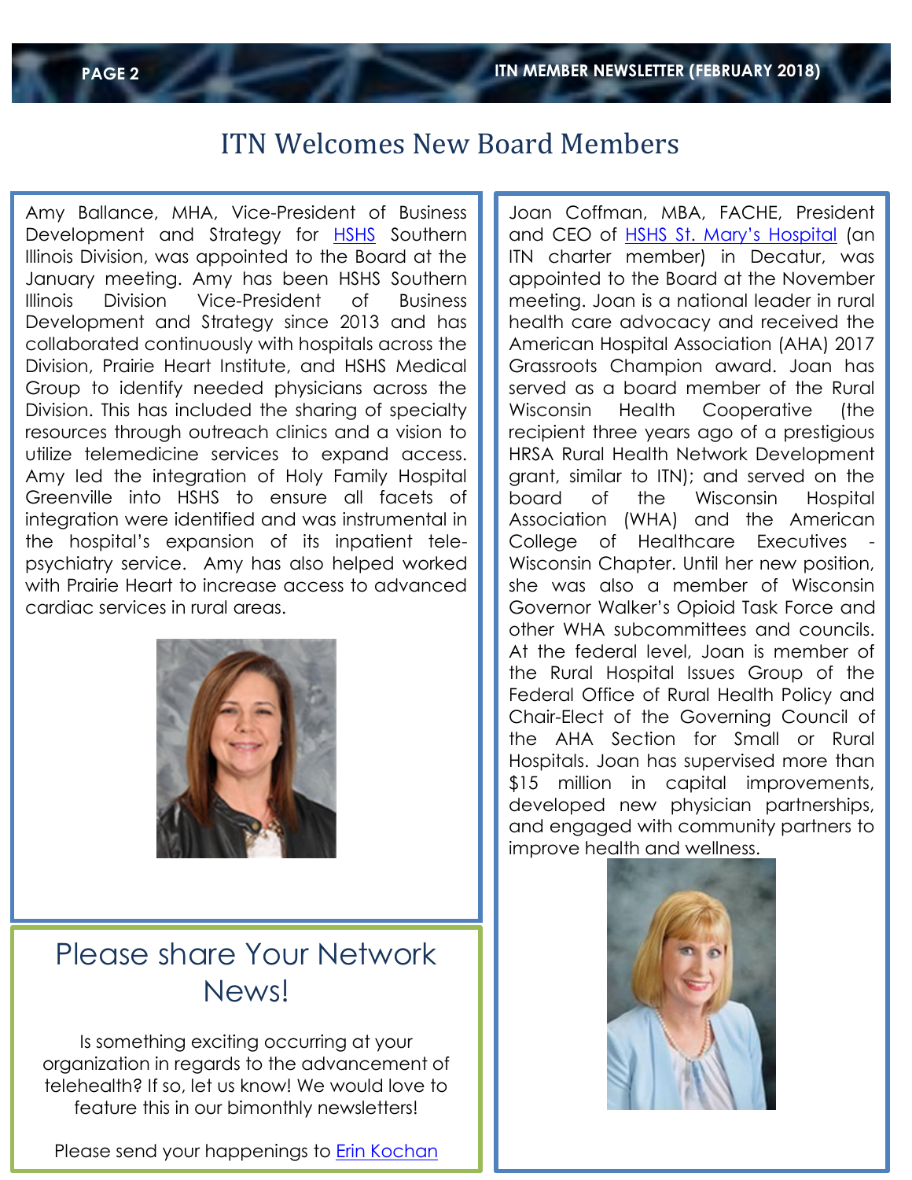# ITN Welcomes New Board Members

Amy Ballance, MHA, Vice-President of Business Development and Strategy for HSHS Southern Illinois Division, was appointed to the Board at the January meeting. Amy has been HSHS Southern Illinois Division Vice-President of Business Development and Strategy since 2013 and has collaborated continuously with hospitals across the Division, Prairie Heart Institute, and HSHS Medical Group to identify needed physicians across the Division. This has included the sharing of specialty resources through outreach clinics and a vision to utilize telemedicine services to expand access. Amy led the integration of Holy Family Hospital Greenville into HSHS to ensure all facets of integration were identified and was instrumental in the hospital's expansion of its inpatient tele-psychiatry service. Amy has also helped worked with Prairie Heart to increase access to advanced cardiac services in rural areas.

Joan Coffman, MBA, FACHE, President and CEO of HSHS St. Mary's Hospital (an ITN charter member) in Decatur, was appointed to the Board at the November meeting. Joan is a national leader in rural health care advocacy and received the American Hospital Association (AHA) 2017 Grassroots Champion award. Joan has served as a board member of the Rural Wisconsin Health Cooperative (the recipient three years ago of a prestigious HRSA Rural Health Network Development grant, similar to ITN); and served on the board of the Wisconsin Hospital Association (WHA) and the American College of Healthcare Executives - Wisconsin Chapter. Until her new position, she was also a member of Wisconsin Governor Walker's Opioid Task Force and other WHA subcommittees and councils. At the federal level, Joan is member of the Rural Hospital Issues Group of the Federal Office of Rural Health Policy and Chair-Elect of the Governing Council of the AHA Section for Small or Rural Hospitals. Joan has supervised more than $15 million in capital improvements, developed new physician partnerships, and engaged with community partners to improve health and wellness.

## Please share Your Network News!

Is something exciting occurring at your organization in regards to the advancement of telehealth? If so, let us know! We would love to feature this in our bimonthly newsletters!

Please send your happenings to Erin Kochan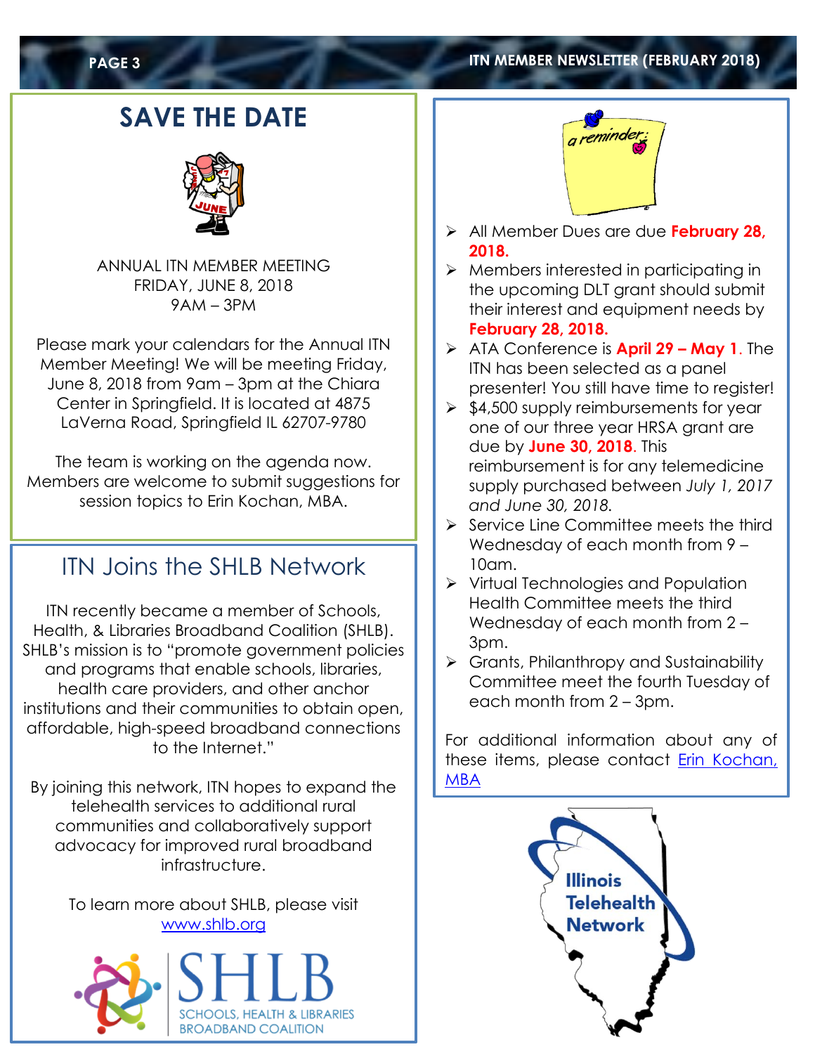## SAVE THE DATE

ANNUAL ITN MEMBER MEETING
FRIDAY, JUNE 8, 2018
9AM – 3PM

Please mark your calendars for the Annual ITN Member Meeting! We will be meeting Friday, June 8, 2018 from 9am – 3pm at the Chiara Center in Springfield. It is located at 4875 LaVerna Road, Springfield IL 62707-9780

The team is working on the agenda now. Members are welcome to submit suggestions for session topics to Erin Kochan, MBA.

## ITN Joins the SHLB Network

ITN recently became a member of Schools, Health, & Libraries Broadband Coalition (SHLB). SHLB's mission is to "promote government policies and programs that enable schools, libraries, health care providers, and other anchor institutions and their communities to obtain open, affordable, high-speed broadband connections to the Internet."

By joining this network, ITN hopes to expand the telehealth services to additional rural communities and collaboratively support advocacy for improved rural broadband infrastructure.

To learn more about SHLB, please visit www.shlb.org

SHLB
SCHOOLS, HEALTH & LIBRARIES BROADBAND COALITION

a reminder:

- All Member Dues are due **February 28, 2018.**
- Members interested in participating in the upcoming DLT grant should submit their interest and equipment needs by **February 28, 2018.**
- ATA Conference is **April 29 – May 1**. The ITN has been selected as a panel presenter! You still have time to register!
- $4,500 supply reimbursements for year one of our three year HRSA grant are due by **June 30, 2018**. This reimbursement is for any telemedicine supply purchased between *July 1, 2017 and June 30, 2018.*
- Service Line Committee meets the third Wednesday of each month from 9 – 10am.
- Virtual Technologies and Population Health Committee meets the third Wednesday of each month from 2 – 3pm.
- Grants, Philanthropy and Sustainability Committee meet the fourth Tuesday of each month from 2 – 3pm.

For additional information about any of these items, please contact Erin Kochan, MBA

Illinois Telehealth Network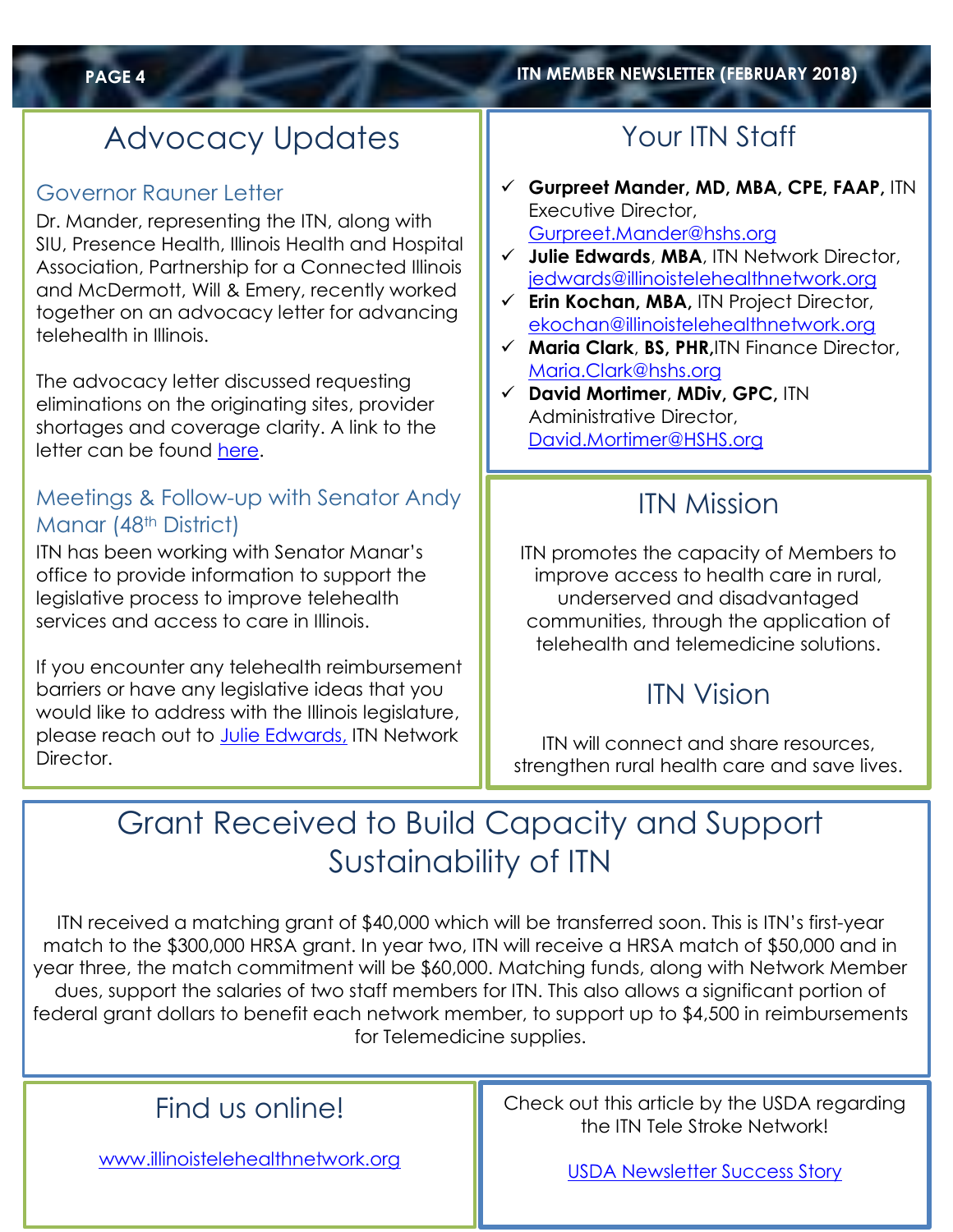# Advocacy Updates

## Governor Rauner Letter

Dr. Mander, representing the ITN, along with SIU, Presence Health, Illinois Health and Hospital Association, Partnership for a Connected Illinois and McDermott, Will & Emery, recently worked together on an advocacy letter for advancing telehealth in Illinois.

The advocacy letter discussed requesting eliminations on the originating sites, provider shortages and coverage clarity. A link to the letter can be found here.

## Meetings & Follow-up with Senator Andy Manar (48th District)

ITN has been working with Senator Manar's office to provide information to support the legislative process to improve telehealth services and access to care in Illinois.

If you encounter any telehealth reimbursement barriers or have any legislative ideas that you would like to address with the Illinois legislature, please reach out to Julie Edwards, ITN Network Director.

# Your ITN Staff

- ✓ **Gurpreet Mander, MD, MBA, CPE, FAAP,** ITN Executive Director, Gurpreet.Mander@hshs.org
- ✓ **Julie Edwards**, **MBA**, ITN Network Director, jedwards@illinoistelehealthnetwork.org
- ✓ **Erin Kochan, MBA,** ITN Project Director, ekochan@illinoistelehealthnetwork.org
- ✓ **Maria Clark**, **BS, PHR,**ITN Finance Director, Maria.Clark@hshs.org
- ✓ **David Mortimer**, **MDiv, GPC,** ITN Administrative Director, David.Mortimer@HSHS.org

# ITN Mission

ITN promotes the capacity of Members to improve access to health care in rural, underserved and disadvantaged communities, through the application of telehealth and telemedicine solutions.

# ITN Vision

ITN will connect and share resources, strengthen rural health care and save lives.

# Grant Received to Build Capacity and Support Sustainability of ITN

ITN received a matching grant of $40,000 which will be transferred soon. This is ITN's first-year match to the $300,000 HRSA grant. In year two, ITN will receive a HRSA match of $50,000 and in year three, the match commitment will be $60,000. Matching funds, along with Network Member dues, support the salaries of two staff members for ITN. This also allows a significant portion of federal grant dollars to benefit each network member, to support up to $4,500 in reimbursements for Telemedicine supplies.

# Find us online!

www.illinoistelehealthnetwork.org

Check out this article by the USDA regarding the ITN Tele Stroke Network!

USDA Newsletter Success Story